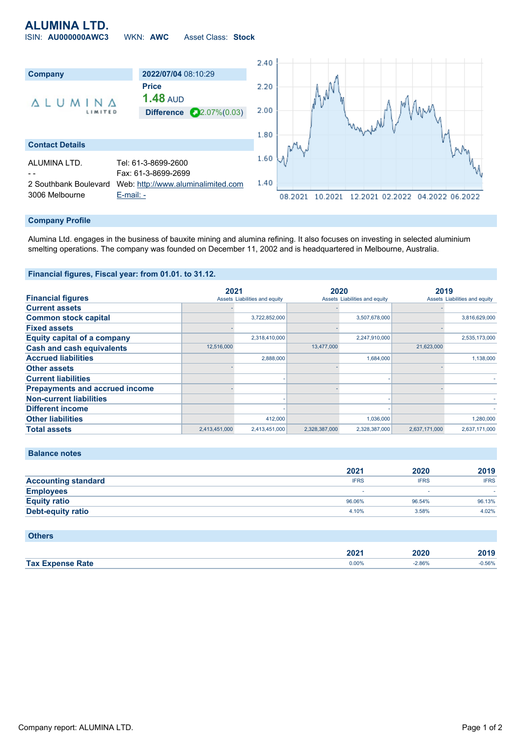# ALUMINA LTD.

ISIN: **AU000000AWC3** WKN: **AWC** Asset Class: **Stock**

| Company | 2022/07/04 08:10:29 |
|---|---|
| ALUMINA LIMITED | **Price** |
| | **1.48** AUD |
| | **Difference** 2.07%(0.03) |

## Contact Details

| | |
|---|---|
| ALUMINA LTD. | Tel: 61-3-8699-2600 |
| - - | Fax: 61-3-8699-2699 |
| 2 Southbank Boulevard | Web: http://www.aluminalimited.com |
| 3006 Melbourne | E-mail: - |

## Company Profile

Alumina Ltd. engages in the business of bauxite mining and alumina refining. It also focuses on investing in selected aluminium smelting operations. The company was founded on December 11, 2002 and is headquartered in Melbourne, Australia.

## Financial figures, Fiscal year: from 01.01. to 31.12.

| Financial figures | 2021 Assets | 2021 Liabilities and equity | 2020 Assets | 2020 Liabilities and equity | 2019 Assets | 2019 Liabilities and equity |
|---|---|---|---|---|---|---|
| Current assets | - | | - | | - | |
| Common stock capital | | 3,722,852,000 | | 3,507,678,000 | | 3,816,629,000 |
| Fixed assets | - | | - | | - | |
| Equity capital of a company | | 2,318,410,000 | | 2,247,910,000 | | 2,535,173,000 |
| Cash and cash equivalents | 12,516,000 | | 13,477,000 | | 21,623,000 | |
| Accrued liabilities | | 2,888,000 | | 1,684,000 | | 1,138,000 |
| Other assets | - | | - | | - | |
| Current liabilities | | - | | - | | - |
| Prepayments and accrued income | - | | - | | - | |
| Non-current liabilities | | - | | - | | - |
| Different income | | - | | - | | - |
| Other liabilities | | 412,000 | | 1,036,000 | | 1,280,000 |
| Total assets | 2,413,451,000 | 2,413,451,000 | 2,328,387,000 | 2,328,387,000 | 2,637,171,000 | 2,637,171,000 |

## Balance notes

| | 2021 | 2020 | 2019 |
|---|---|---|---|
| Accounting standard | IFRS | IFRS | IFRS |
| Employees | - | - | - |
| Equity ratio | 96.06% | 96.54% | 96.13% |
| Debt-equity ratio | 4.10% | 3.58% | 4.02% |

## Others

| | 2021 | 2020 | 2019 |
|---|---|---|---|
| Tax Expense Rate | 0.00% | -2.86% | -0.56% |

Company report: ALUMINA LTD.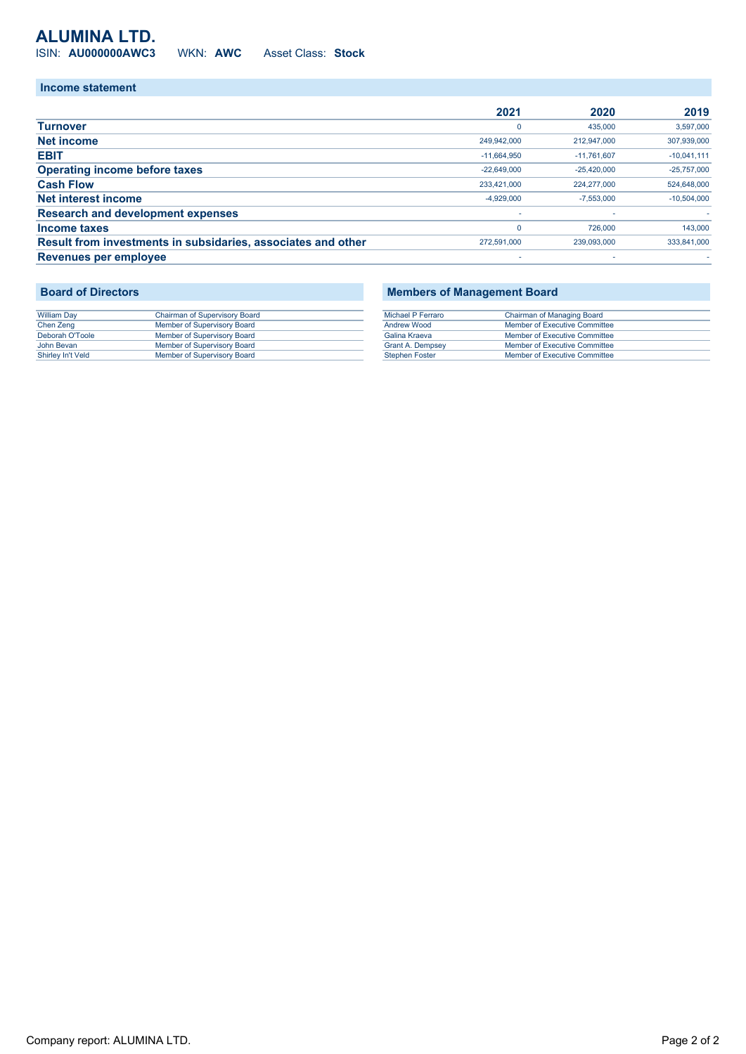# ALUMINA LTD.

ISIN: **AU000000AWC3** WKN: **AWC** Asset Class: **Stock**

## Income statement

| | 2021 | 2020 | 2019 |
|---|---|---|---|
| **Turnover** | 0 | 435,000 | 3,597,000 |
| **Net income** | 249,942,000 | 212,947,000 | 307,939,000 |
| **EBIT** | -11,664,950 | -11,761,607 | -10,041,111 |
| **Operating income before taxes** | -22,649,000 | -25,420,000 | -25,757,000 |
| **Cash Flow** | 233,421,000 | 224,277,000 | 524,648,000 |
| **Net interest income** | -4,929,000 | -7,553,000 | -10,504,000 |
| **Research and development expenses** | - | - | - |
| **Income taxes** | 0 | 726,000 | 143,000 |
| **Result from investments in subsidaries, associates and other** | 272,591,000 | 239,093,000 | 333,841,000 |
| **Revenues per employee** | - | - | - |

## Board of Directors

| | |
|---|---|
| William Day | Chairman of Supervisory Board |
| Chen Zeng | Member of Supervisory Board |
| Deborah O'Toole | Member of Supervisory Board |
| John Bevan | Member of Supervisory Board |
| Shirley In't Veld | Member of Supervisory Board |

## Members of Management Board

| | |
|---|---|
| Michael P Ferraro | Chairman of Managing Board |
| Andrew Wood | Member of Executive Committee |
| Galina Kraeva | Member of Executive Committee |
| Grant A. Dempsey | Member of Executive Committee |
| Stephen Foster | Member of Executive Committee |